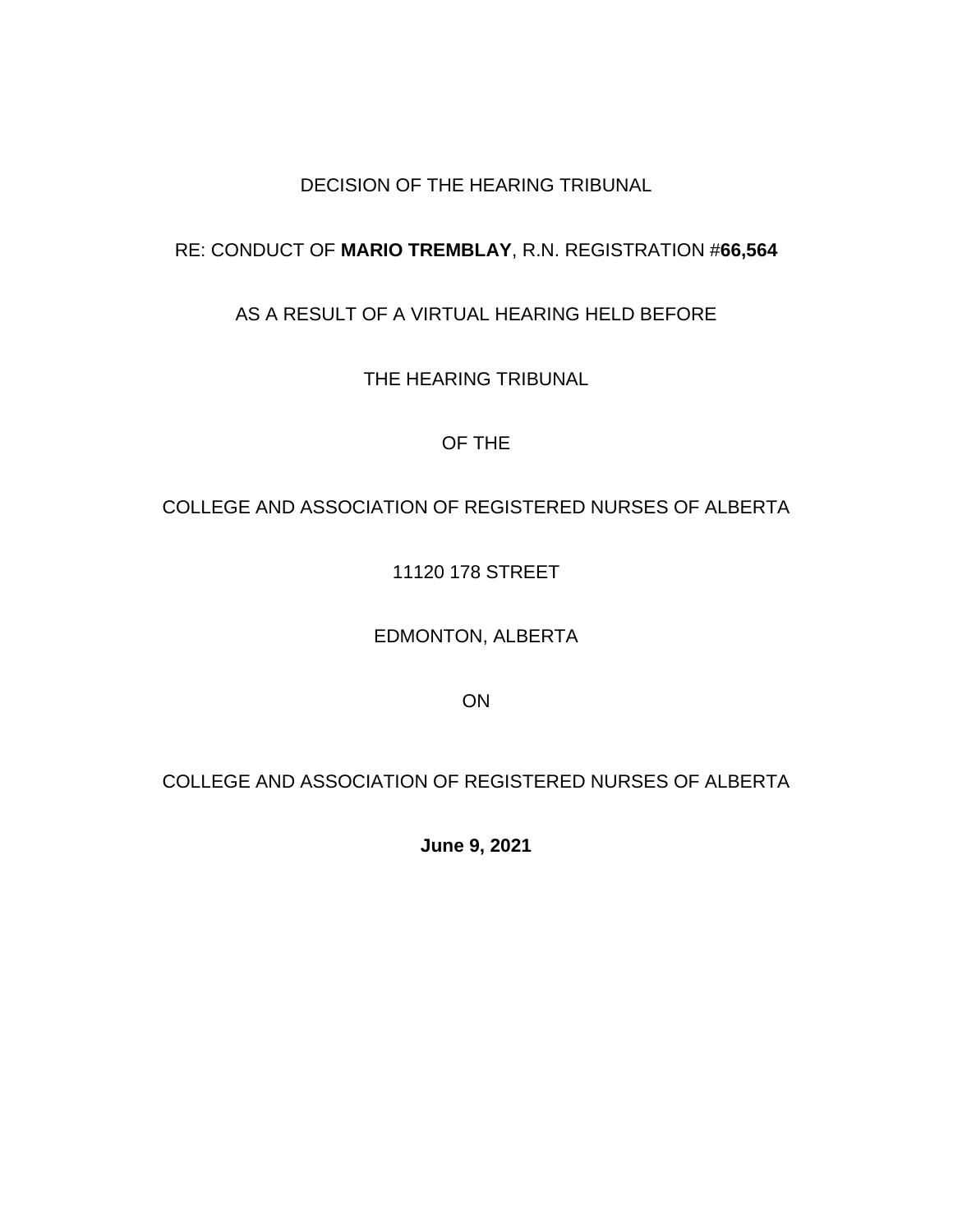DECISION OF THE HEARING TRIBUNAL

RE: CONDUCT OF **MARIO TREMBLAY**, R.N. REGISTRATION #**66,564**

AS A RESULT OF A VIRTUAL HEARING HELD BEFORE

THE HEARING TRIBUNAL

OF THE

COLLEGE AND ASSOCIATION OF REGISTERED NURSES OF ALBERTA

11120 178 STREET

EDMONTON, ALBERTA

ON

COLLEGE AND ASSOCIATION OF REGISTERED NURSES OF ALBERTA

**June 9, 2021**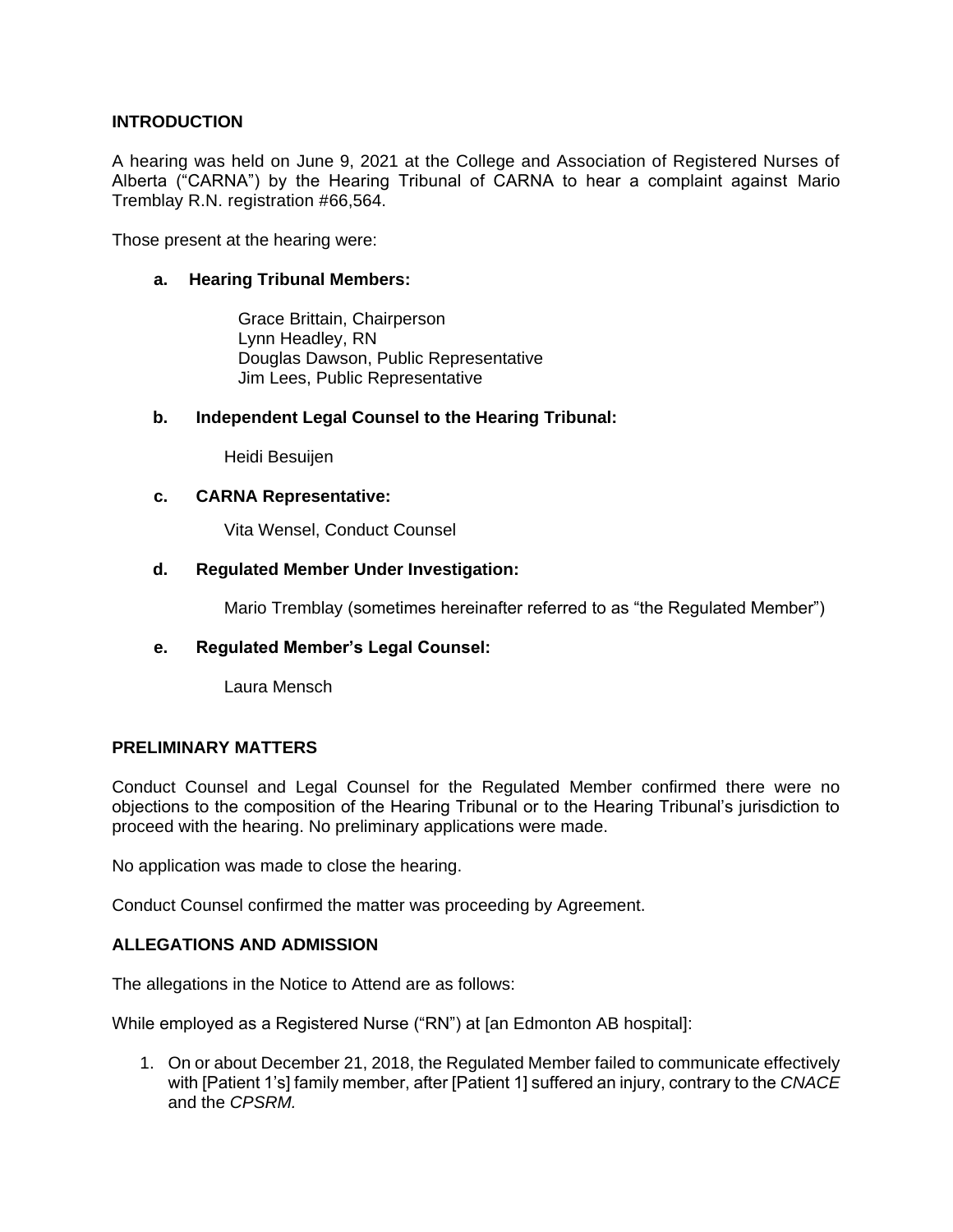## INTRODUCTION

A hearing was held on June 9, 2021 at the College and Association of Registered Nurses of Alberta ("CARNA") by the Hearing Tribunal of CARNA to hear a complaint against Mario Tremblay R.N. registration #66,564.

Those present at the hearing were:

**a. Hearing Tribunal Members:**

Grace Brittain, Chairperson
Lynn Headley, RN
Douglas Dawson, Public Representative
Jim Lees, Public Representative

**b. Independent Legal Counsel to the Hearing Tribunal:**

Heidi Besuijen

**c. CARNA Representative:**

Vita Wensel, Conduct Counsel

**d. Regulated Member Under Investigation:**

Mario Tremblay (sometimes hereinafter referred to as "the Regulated Member")

**e. Regulated Member's Legal Counsel:**

Laura Mensch

## PRELIMINARY MATTERS

Conduct Counsel and Legal Counsel for the Regulated Member confirmed there were no objections to the composition of the Hearing Tribunal or to the Hearing Tribunal's jurisdiction to proceed with the hearing. No preliminary applications were made.

No application was made to close the hearing.

Conduct Counsel confirmed the matter was proceeding by Agreement.

## ALLEGATIONS AND ADMISSION

The allegations in the Notice to Attend are as follows:

While employed as a Registered Nurse ("RN") at [an Edmonton AB hospital]:

1. On or about December 21, 2018, the Regulated Member failed to communicate effectively with [Patient 1's] family member, after [Patient 1] suffered an injury, contrary to the *CNACE* and the *CPSRM.*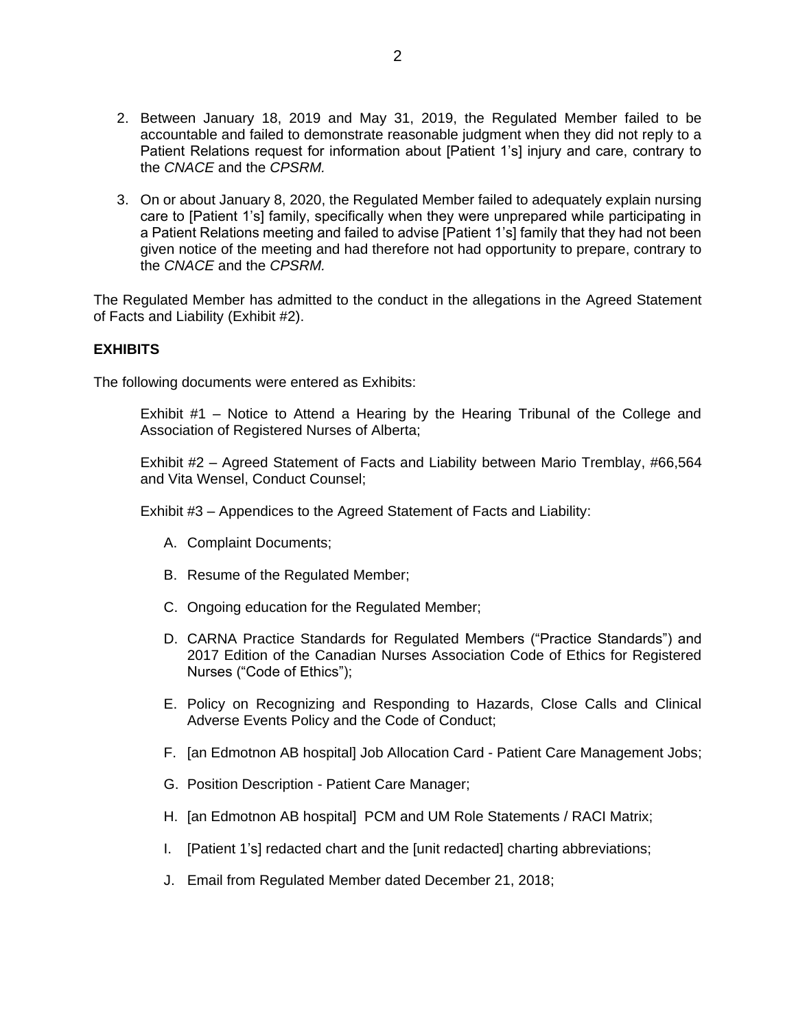2. Between January 18, 2019 and May 31, 2019, the Regulated Member failed to be accountable and failed to demonstrate reasonable judgment when they did not reply to a Patient Relations request for information about [Patient 1's] injury and care, contrary to the *CNACE* and the *CPSRM.*

3. On or about January 8, 2020, the Regulated Member failed to adequately explain nursing care to [Patient 1's] family, specifically when they were unprepared while participating in a Patient Relations meeting and failed to advise [Patient 1's] family that they had not been given notice of the meeting and had therefore not had opportunity to prepare, contrary to the *CNACE* and the *CPSRM.*

The Regulated Member has admitted to the conduct in the allegations in the Agreed Statement of Facts and Liability (Exhibit #2).

**EXHIBITS**

The following documents were entered as Exhibits:

Exhibit #1 – Notice to Attend a Hearing by the Hearing Tribunal of the College and Association of Registered Nurses of Alberta;

Exhibit #2 – Agreed Statement of Facts and Liability between Mario Tremblay, #66,564 and Vita Wensel, Conduct Counsel;

Exhibit #3 – Appendices to the Agreed Statement of Facts and Liability:

A. Complaint Documents;

B. Resume of the Regulated Member;

C. Ongoing education for the Regulated Member;

D. CARNA Practice Standards for Regulated Members ("Practice Standards") and 2017 Edition of the Canadian Nurses Association Code of Ethics for Registered Nurses ("Code of Ethics");

E. Policy on Recognizing and Responding to Hazards, Close Calls and Clinical Adverse Events Policy and the Code of Conduct;

F. [an Edmotnon AB hospital] Job Allocation Card - Patient Care Management Jobs;

G. Position Description - Patient Care Manager;

H. [an Edmotnon AB hospital] PCM and UM Role Statements / RACI Matrix;

I. [Patient 1's] redacted chart and the [unit redacted] charting abbreviations;

J. Email from Regulated Member dated December 21, 2018;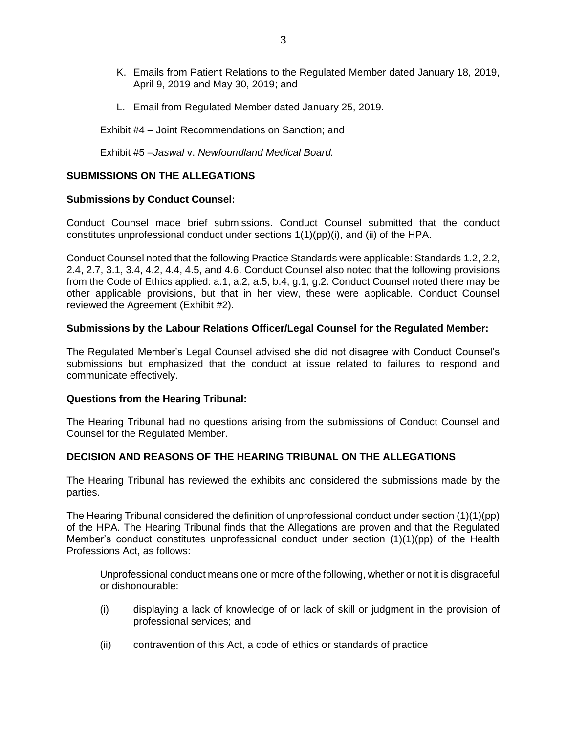K. Emails from Patient Relations to the Regulated Member dated January 18, 2019, April 9, 2019 and May 30, 2019; and

L. Email from Regulated Member dated January 25, 2019.

Exhibit #4 – Joint Recommendations on Sanction; and

Exhibit #5 –*Jaswal* v. *Newfoundland Medical Board.*

**SUBMISSIONS ON THE ALLEGATIONS**

**Submissions by Conduct Counsel:**

Conduct Counsel made brief submissions. Conduct Counsel submitted that the conduct constitutes unprofessional conduct under sections 1(1)(pp)(i), and (ii) of the HPA.

Conduct Counsel noted that the following Practice Standards were applicable: Standards 1.2, 2.2, 2.4, 2.7, 3.1, 3.4, 4.2, 4.4, 4.5, and 4.6. Conduct Counsel also noted that the following provisions from the Code of Ethics applied: a.1, a.2, a.5, b.4, g.1, g.2. Conduct Counsel noted there may be other applicable provisions, but that in her view, these were applicable. Conduct Counsel reviewed the Agreement (Exhibit #2).

**Submissions by the Labour Relations Officer/Legal Counsel for the Regulated Member:**

The Regulated Member's Legal Counsel advised she did not disagree with Conduct Counsel's submissions but emphasized that the conduct at issue related to failures to respond and communicate effectively.

**Questions from the Hearing Tribunal:**

The Hearing Tribunal had no questions arising from the submissions of Conduct Counsel and Counsel for the Regulated Member.

**DECISION AND REASONS OF THE HEARING TRIBUNAL ON THE ALLEGATIONS**

The Hearing Tribunal has reviewed the exhibits and considered the submissions made by the parties.

The Hearing Tribunal considered the definition of unprofessional conduct under section (1)(1)(pp) of the HPA. The Hearing Tribunal finds that the Allegations are proven and that the Regulated Member's conduct constitutes unprofessional conduct under section (1)(1)(pp) of the Health Professions Act, as follows:

> Unprofessional conduct means one or more of the following, whether or not it is disgraceful or dishonourable:
>
> (i) displaying a lack of knowledge of or lack of skill or judgment in the provision of professional services; and
>
> (ii) contravention of this Act, a code of ethics or standards of practice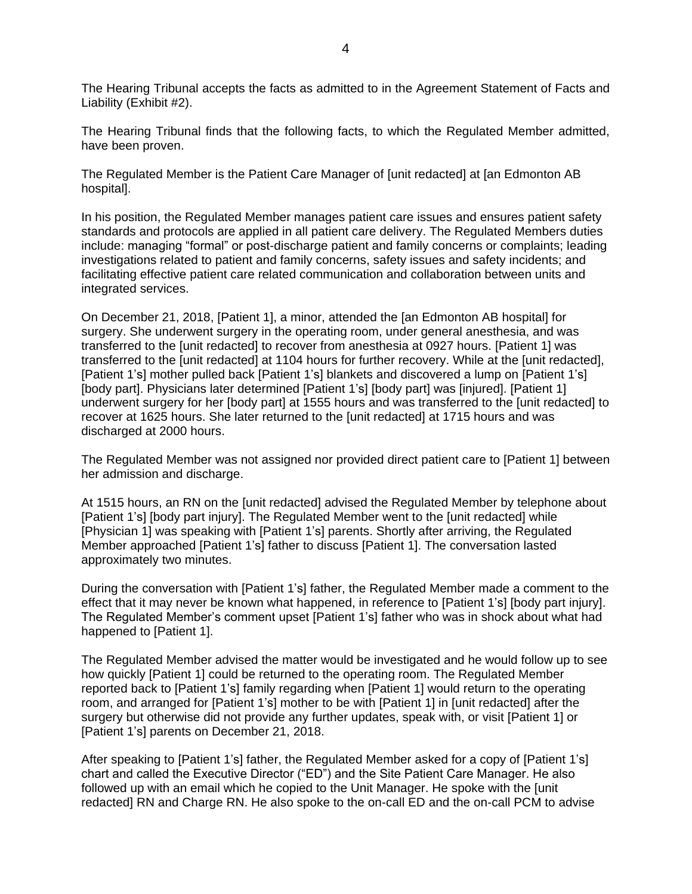The Hearing Tribunal accepts the facts as admitted to in the Agreement Statement of Facts and Liability (Exhibit #2).

The Hearing Tribunal finds that the following facts, to which the Regulated Member admitted, have been proven.

The Regulated Member is the Patient Care Manager of [unit redacted] at [an Edmonton AB hospital].

In his position, the Regulated Member manages patient care issues and ensures patient safety standards and protocols are applied in all patient care delivery. The Regulated Members duties include: managing "formal" or post-discharge patient and family concerns or complaints; leading investigations related to patient and family concerns, safety issues and safety incidents; and facilitating effective patient care related communication and collaboration between units and integrated services.

On December 21, 2018, [Patient 1], a minor, attended the [an Edmonton AB hospital] for surgery. She underwent surgery in the operating room, under general anesthesia, and was transferred to the [unit redacted] to recover from anesthesia at 0927 hours. [Patient 1] was transferred to the [unit redacted] at 1104 hours for further recovery. While at the [unit redacted], [Patient 1's] mother pulled back [Patient 1's] blankets and discovered a lump on [Patient 1's] [body part]. Physicians later determined [Patient 1's] [body part] was [injured]. [Patient 1] underwent surgery for her [body part] at 1555 hours and was transferred to the [unit redacted] to recover at 1625 hours. She later returned to the [unit redacted] at 1715 hours and was discharged at 2000 hours.

The Regulated Member was not assigned nor provided direct patient care to [Patient 1] between her admission and discharge.

At 1515 hours, an RN on the [unit redacted] advised the Regulated Member by telephone about [Patient 1's] [body part injury]. The Regulated Member went to the [unit redacted] while [Physician 1] was speaking with [Patient 1's] parents. Shortly after arriving, the Regulated Member approached [Patient 1's] father to discuss [Patient 1]. The conversation lasted approximately two minutes.

During the conversation with [Patient 1's] father, the Regulated Member made a comment to the effect that it may never be known what happened, in reference to [Patient 1's] [body part injury]. The Regulated Member's comment upset [Patient 1's] father who was in shock about what had happened to [Patient 1].

The Regulated Member advised the matter would be investigated and he would follow up to see how quickly [Patient 1] could be returned to the operating room. The Regulated Member reported back to [Patient 1's] family regarding when [Patient 1] would return to the operating room, and arranged for [Patient 1's] mother to be with [Patient 1] in [unit redacted] after the surgery but otherwise did not provide any further updates, speak with, or visit [Patient 1] or [Patient 1's] parents on December 21, 2018.

After speaking to [Patient 1's] father, the Regulated Member asked for a copy of [Patient 1's] chart and called the Executive Director ("ED") and the Site Patient Care Manager. He also followed up with an email which he copied to the Unit Manager. He spoke with the [unit redacted] RN and Charge RN. He also spoke to the on-call ED and the on-call PCM to advise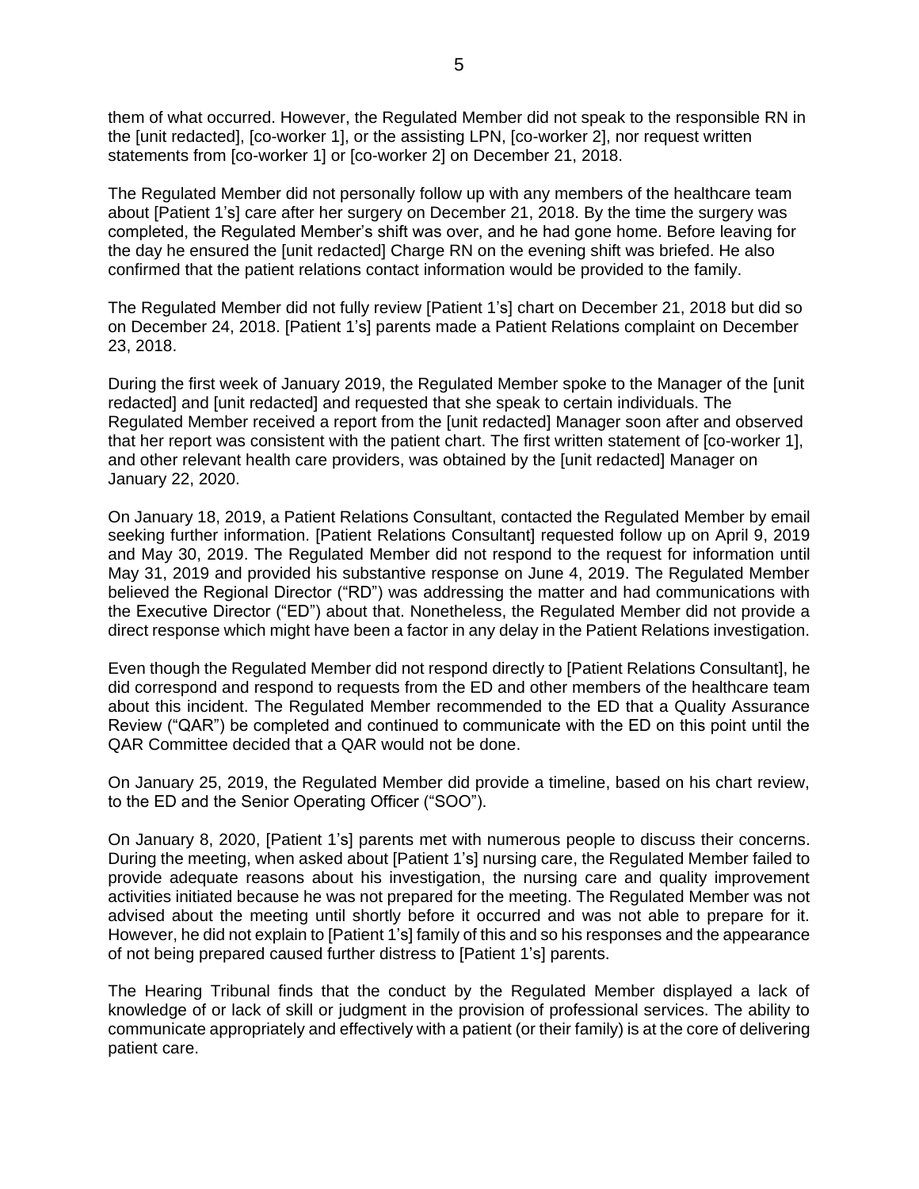them of what occurred. However, the Regulated Member did not speak to the responsible RN in the [unit redacted], [co-worker 1], or the assisting LPN, [co-worker 2], nor request written statements from [co-worker 1] or [co-worker 2] on December 21, 2018.

The Regulated Member did not personally follow up with any members of the healthcare team about [Patient 1's] care after her surgery on December 21, 2018. By the time the surgery was completed, the Regulated Member's shift was over, and he had gone home. Before leaving for the day he ensured the [unit redacted] Charge RN on the evening shift was briefed. He also confirmed that the patient relations contact information would be provided to the family.

The Regulated Member did not fully review [Patient 1's] chart on December 21, 2018 but did so on December 24, 2018. [Patient 1's] parents made a Patient Relations complaint on December 23, 2018.

During the first week of January 2019, the Regulated Member spoke to the Manager of the [unit redacted] and [unit redacted] and requested that she speak to certain individuals. The Regulated Member received a report from the [unit redacted] Manager soon after and observed that her report was consistent with the patient chart. The first written statement of [co-worker 1], and other relevant health care providers, was obtained by the [unit redacted] Manager on January 22, 2020.

On January 18, 2019, a Patient Relations Consultant, contacted the Regulated Member by email seeking further information. [Patient Relations Consultant] requested follow up on April 9, 2019 and May 30, 2019. The Regulated Member did not respond to the request for information until May 31, 2019 and provided his substantive response on June 4, 2019. The Regulated Member believed the Regional Director ("RD") was addressing the matter and had communications with the Executive Director ("ED") about that. Nonetheless, the Regulated Member did not provide a direct response which might have been a factor in any delay in the Patient Relations investigation.

Even though the Regulated Member did not respond directly to [Patient Relations Consultant], he did correspond and respond to requests from the ED and other members of the healthcare team about this incident. The Regulated Member recommended to the ED that a Quality Assurance Review ("QAR") be completed and continued to communicate with the ED on this point until the QAR Committee decided that a QAR would not be done.

On January 25, 2019, the Regulated Member did provide a timeline, based on his chart review, to the ED and the Senior Operating Officer ("SOO").

On January 8, 2020, [Patient 1's] parents met with numerous people to discuss their concerns. During the meeting, when asked about [Patient 1's] nursing care, the Regulated Member failed to provide adequate reasons about his investigation, the nursing care and quality improvement activities initiated because he was not prepared for the meeting. The Regulated Member was not advised about the meeting until shortly before it occurred and was not able to prepare for it. However, he did not explain to [Patient 1's] family of this and so his responses and the appearance of not being prepared caused further distress to [Patient 1's] parents.

The Hearing Tribunal finds that the conduct by the Regulated Member displayed a lack of knowledge of or lack of skill or judgment in the provision of professional services. The ability to communicate appropriately and effectively with a patient (or their family) is at the core of delivering patient care.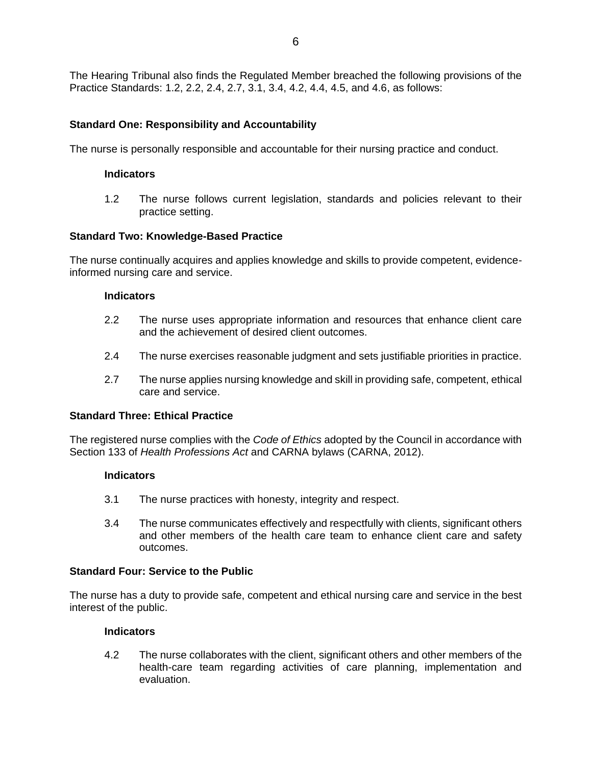The Hearing Tribunal also finds the Regulated Member breached the following provisions of the Practice Standards: 1.2, 2.2, 2.4, 2.7, 3.1, 3.4, 4.2, 4.4, 4.5, and 4.6, as follows:

**Standard One: Responsibility and Accountability**

The nurse is personally responsible and accountable for their nursing practice and conduct.

**Indicators**

1.2 The nurse follows current legislation, standards and policies relevant to their practice setting.

**Standard Two: Knowledge-Based Practice**

The nurse continually acquires and applies knowledge and skills to provide competent, evidence-informed nursing care and service.

**Indicators**

2.2 The nurse uses appropriate information and resources that enhance client care and the achievement of desired client outcomes.

2.4 The nurse exercises reasonable judgment and sets justifiable priorities in practice.

2.7 The nurse applies nursing knowledge and skill in providing safe, competent, ethical care and service.

**Standard Three: Ethical Practice**

The registered nurse complies with the *Code of Ethics* adopted by the Council in accordance with Section 133 of *Health Professions Act* and CARNA bylaws (CARNA, 2012).

**Indicators**

3.1 The nurse practices with honesty, integrity and respect.

3.4 The nurse communicates effectively and respectfully with clients, significant others and other members of the health care team to enhance client care and safety outcomes.

**Standard Four: Service to the Public**

The nurse has a duty to provide safe, competent and ethical nursing care and service in the best interest of the public.

**Indicators**

4.2 The nurse collaborates with the client, significant others and other members of the health-care team regarding activities of care planning, implementation and evaluation.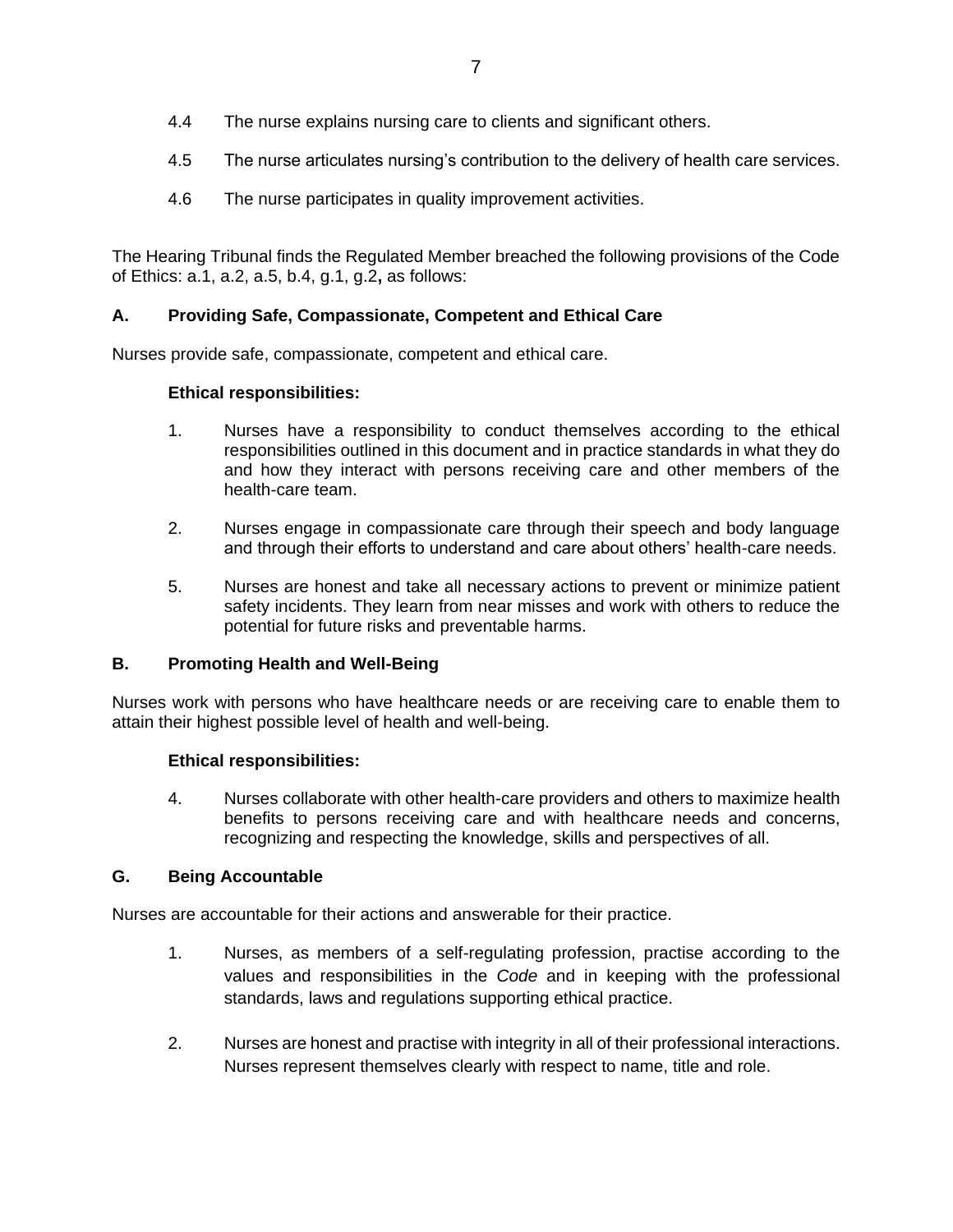4.4 The nurse explains nursing care to clients and significant others.

4.5 The nurse articulates nursing's contribution to the delivery of health care services.

4.6 The nurse participates in quality improvement activities.

The Hearing Tribunal finds the Regulated Member breached the following provisions of the Code of Ethics: a.1, a.2, a.5, b.4, g.1, g.2**,** as follows:

**A. Providing Safe, Compassionate, Competent and Ethical Care**

Nurses provide safe, compassionate, competent and ethical care.

**Ethical responsibilities:**

1. Nurses have a responsibility to conduct themselves according to the ethical responsibilities outlined in this document and in practice standards in what they do and how they interact with persons receiving care and other members of the health-care team.

2. Nurses engage in compassionate care through their speech and body language and through their efforts to understand and care about others' health-care needs.

5. Nurses are honest and take all necessary actions to prevent or minimize patient safety incidents. They learn from near misses and work with others to reduce the potential for future risks and preventable harms.

**B. Promoting Health and Well-Being**

Nurses work with persons who have healthcare needs or are receiving care to enable them to attain their highest possible level of health and well-being.

**Ethical responsibilities:**

4. Nurses collaborate with other health-care providers and others to maximize health benefits to persons receiving care and with healthcare needs and concerns, recognizing and respecting the knowledge, skills and perspectives of all.

**G. Being Accountable**

Nurses are accountable for their actions and answerable for their practice.

1. Nurses, as members of a self-regulating profession, practise according to the values and responsibilities in the *Code* and in keeping with the professional standards, laws and regulations supporting ethical practice.

2. Nurses are honest and practise with integrity in all of their professional interactions. Nurses represent themselves clearly with respect to name, title and role.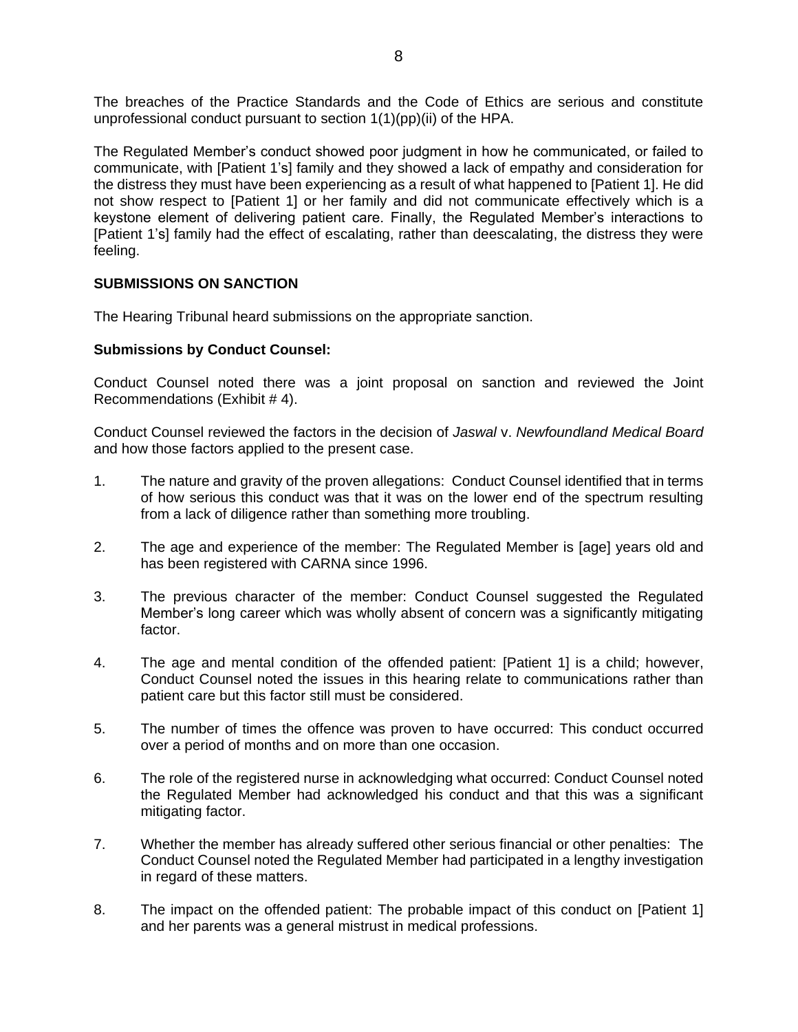The breaches of the Practice Standards and the Code of Ethics are serious and constitute unprofessional conduct pursuant to section 1(1)(pp)(ii) of the HPA.

The Regulated Member's conduct showed poor judgment in how he communicated, or failed to communicate, with [Patient 1's] family and they showed a lack of empathy and consideration for the distress they must have been experiencing as a result of what happened to [Patient 1]. He did not show respect to [Patient 1] or her family and did not communicate effectively which is a keystone element of delivering patient care. Finally, the Regulated Member's interactions to [Patient 1's] family had the effect of escalating, rather than deescalating, the distress they were feeling.

**SUBMISSIONS ON SANCTION**

The Hearing Tribunal heard submissions on the appropriate sanction.

**Submissions by Conduct Counsel:**

Conduct Counsel noted there was a joint proposal on sanction and reviewed the Joint Recommendations (Exhibit # 4).

Conduct Counsel reviewed the factors in the decision of *Jaswal* v. *Newfoundland Medical Board* and how those factors applied to the present case.

1. The nature and gravity of the proven allegations: Conduct Counsel identified that in terms of how serious this conduct was that it was on the lower end of the spectrum resulting from a lack of diligence rather than something more troubling.

2. The age and experience of the member: The Regulated Member is [age] years old and has been registered with CARNA since 1996.

3. The previous character of the member: Conduct Counsel suggested the Regulated Member's long career which was wholly absent of concern was a significantly mitigating factor.

4. The age and mental condition of the offended patient: [Patient 1] is a child; however, Conduct Counsel noted the issues in this hearing relate to communications rather than patient care but this factor still must be considered.

5. The number of times the offence was proven to have occurred: This conduct occurred over a period of months and on more than one occasion.

6. The role of the registered nurse in acknowledging what occurred: Conduct Counsel noted the Regulated Member had acknowledged his conduct and that this was a significant mitigating factor.

7. Whether the member has already suffered other serious financial or other penalties: The Conduct Counsel noted the Regulated Member had participated in a lengthy investigation in regard of these matters.

8. The impact on the offended patient: The probable impact of this conduct on [Patient 1] and her parents was a general mistrust in medical professions.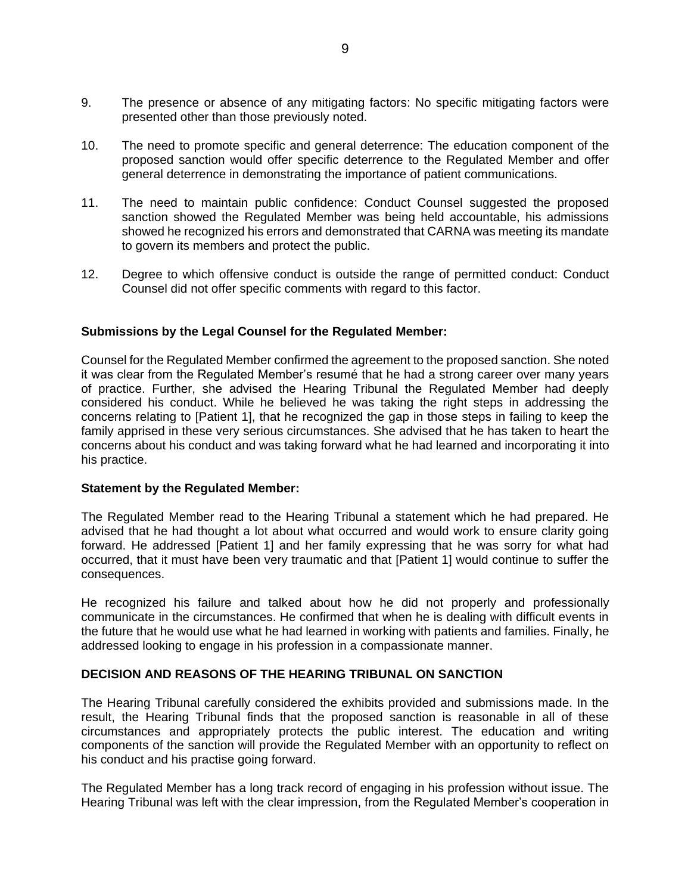9. The presence or absence of any mitigating factors: No specific mitigating factors were presented other than those previously noted.

10. The need to promote specific and general deterrence: The education component of the proposed sanction would offer specific deterrence to the Regulated Member and offer general deterrence in demonstrating the importance of patient communications.

11. The need to maintain public confidence: Conduct Counsel suggested the proposed sanction showed the Regulated Member was being held accountable, his admissions showed he recognized his errors and demonstrated that CARNA was meeting its mandate to govern its members and protect the public.

12. Degree to which offensive conduct is outside the range of permitted conduct: Conduct Counsel did not offer specific comments with regard to this factor.

**Submissions by the Legal Counsel for the Regulated Member:**

Counsel for the Regulated Member confirmed the agreement to the proposed sanction. She noted it was clear from the Regulated Member's resumé that he had a strong career over many years of practice. Further, she advised the Hearing Tribunal the Regulated Member had deeply considered his conduct. While he believed he was taking the right steps in addressing the concerns relating to [Patient 1], that he recognized the gap in those steps in failing to keep the family apprised in these very serious circumstances. She advised that he has taken to heart the concerns about his conduct and was taking forward what he had learned and incorporating it into his practice.

**Statement by the Regulated Member:**

The Regulated Member read to the Hearing Tribunal a statement which he had prepared. He advised that he had thought a lot about what occurred and would work to ensure clarity going forward. He addressed [Patient 1] and her family expressing that he was sorry for what had occurred, that it must have been very traumatic and that [Patient 1] would continue to suffer the consequences.

He recognized his failure and talked about how he did not properly and professionally communicate in the circumstances. He confirmed that when he is dealing with difficult events in the future that he would use what he had learned in working with patients and families. Finally, he addressed looking to engage in his profession in a compassionate manner.

## DECISION AND REASONS OF THE HEARING TRIBUNAL ON SANCTION

The Hearing Tribunal carefully considered the exhibits provided and submissions made. In the result, the Hearing Tribunal finds that the proposed sanction is reasonable in all of these circumstances and appropriately protects the public interest. The education and writing components of the sanction will provide the Regulated Member with an opportunity to reflect on his conduct and his practise going forward.

The Regulated Member has a long track record of engaging in his profession without issue. The Hearing Tribunal was left with the clear impression, from the Regulated Member's cooperation in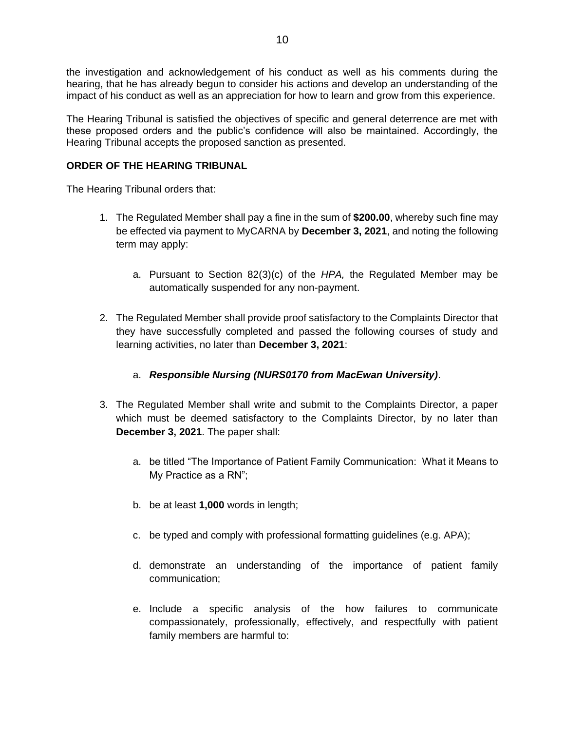the investigation and acknowledgement of his conduct as well as his comments during the hearing, that he has already begun to consider his actions and develop an understanding of the impact of his conduct as well as an appreciation for how to learn and grow from this experience.

The Hearing Tribunal is satisfied the objectives of specific and general deterrence are met with these proposed orders and the public's confidence will also be maintained. Accordingly, the Hearing Tribunal accepts the proposed sanction as presented.

**ORDER OF THE HEARING TRIBUNAL**

The Hearing Tribunal orders that:

1. The Regulated Member shall pay a fine in the sum of **$200.00**, whereby such fine may be effected via payment to MyCARNA by **December 3, 2021**, and noting the following term may apply:

    a. Pursuant to Section 82(3)(c) of the *HPA,* the Regulated Member may be automatically suspended for any non-payment.

2. The Regulated Member shall provide proof satisfactory to the Complaints Director that they have successfully completed and passed the following courses of study and learning activities, no later than **December 3, 2021**:

    a. ***Responsible Nursing (NURS0170 from MacEwan University)***.

3. The Regulated Member shall write and submit to the Complaints Director, a paper which must be deemed satisfactory to the Complaints Director, by no later than **December 3, 2021**. The paper shall:

    a. be titled "The Importance of Patient Family Communication: What it Means to My Practice as a RN";

    b. be at least **1,000** words in length;

    c. be typed and comply with professional formatting guidelines (e.g. APA);

    d. demonstrate an understanding of the importance of patient family communication;

    e. Include a specific analysis of the how failures to communicate compassionately, professionally, effectively, and respectfully with patient family members are harmful to: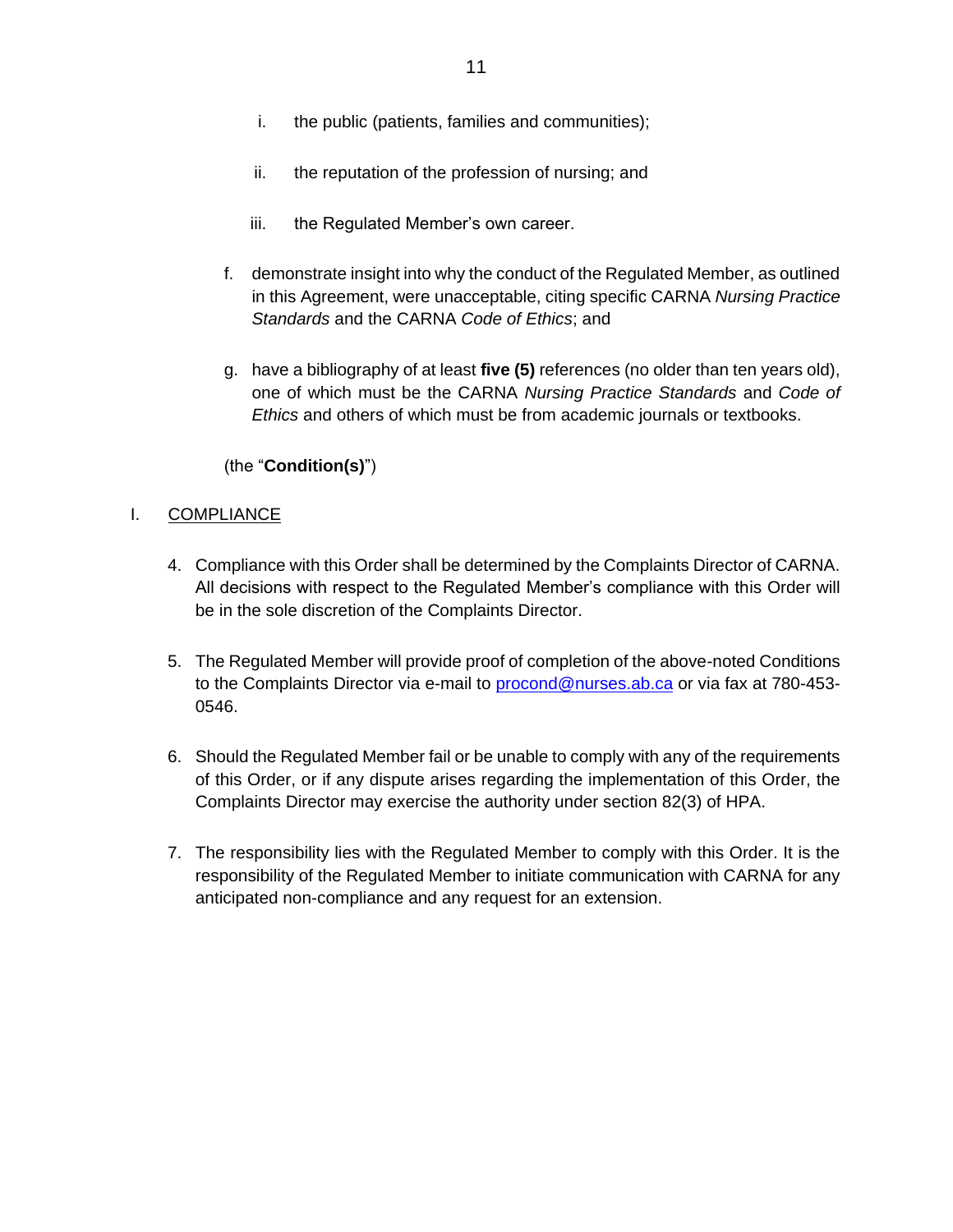i. the public (patients, families and communities);

   ii. the reputation of the profession of nursing; and

   iii. the Regulated Member's own career.

f. demonstrate insight into why the conduct of the Regulated Member, as outlined in this Agreement, were unacceptable, citing specific CARNA *Nursing Practice Standards* and the CARNA *Code of Ethics*; and

g. have a bibliography of at least **five (5)** references (no older than ten years old), one of which must be the CARNA *Nursing Practice Standards* and *Code of Ethics* and others of which must be from academic journals or textbooks.

(the "**Condition(s)**")

## I. COMPLIANCE

4. Compliance with this Order shall be determined by the Complaints Director of CARNA. All decisions with respect to the Regulated Member's compliance with this Order will be in the sole discretion of the Complaints Director.

5. The Regulated Member will provide proof of completion of the above-noted Conditions to the Complaints Director via e-mail to procond@nurses.ab.ca or via fax at 780-453-0546.

6. Should the Regulated Member fail or be unable to comply with any of the requirements of this Order, or if any dispute arises regarding the implementation of this Order, the Complaints Director may exercise the authority under section 82(3) of HPA.

7. The responsibility lies with the Regulated Member to comply with this Order. It is the responsibility of the Regulated Member to initiate communication with CARNA for any anticipated non-compliance and any request for an extension.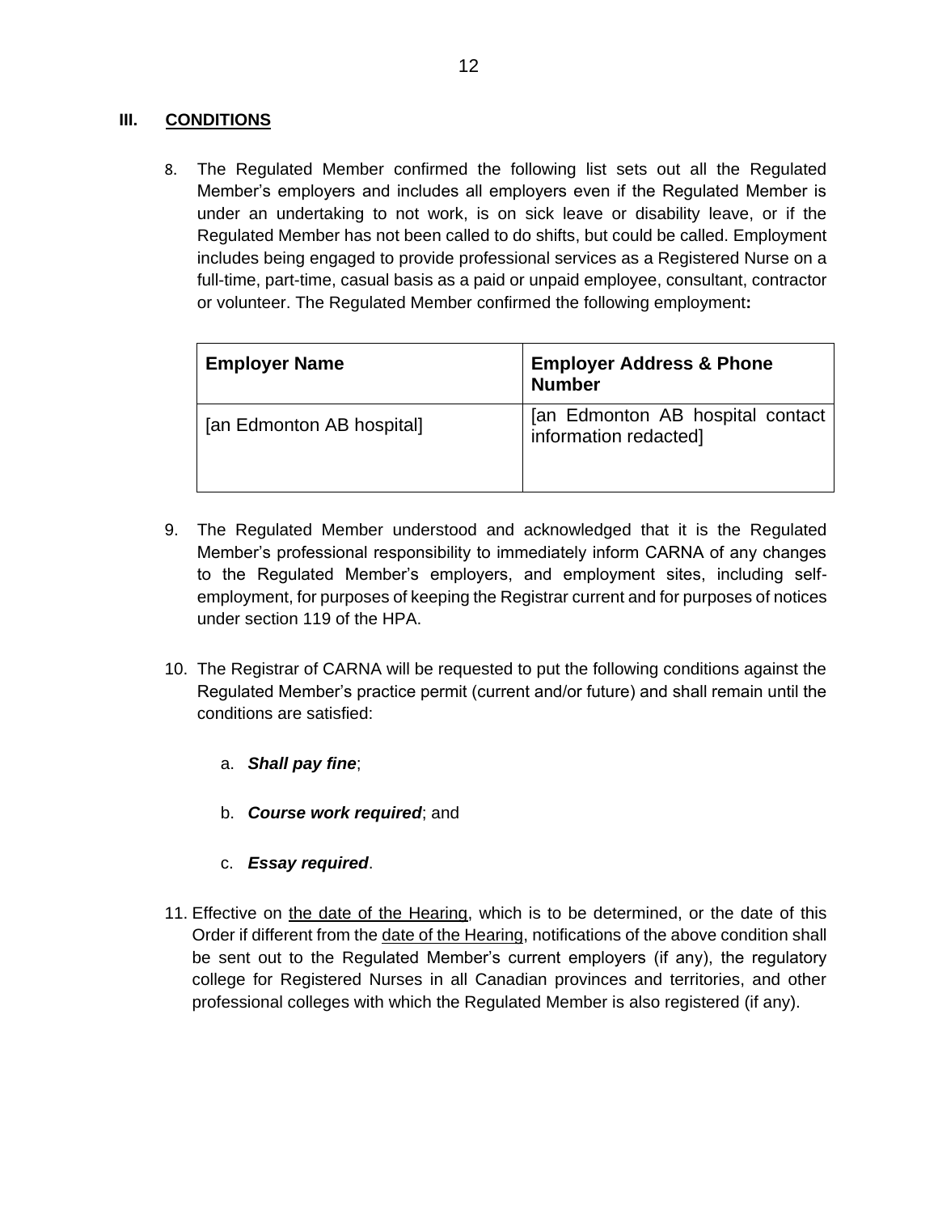## III. CONDITIONS

8. The Regulated Member confirmed the following list sets out all the Regulated Member's employers and includes all employers even if the Regulated Member is under an undertaking to not work, is on sick leave or disability leave, or if the Regulated Member has not been called to do shifts, but could be called. Employment includes being engaged to provide professional services as a Registered Nurse on a full-time, part-time, casual basis as a paid or unpaid employee, consultant, contractor or volunteer. The Regulated Member confirmed the following employment**:**

| Employer Name | Employer Address & Phone Number |
|---|---|
| [an Edmonton AB hospital] | [an Edmonton AB hospital contact information redacted] |

9. The Regulated Member understood and acknowledged that it is the Regulated Member's professional responsibility to immediately inform CARNA of any changes to the Regulated Member's employers, and employment sites, including self-employment, for purposes of keeping the Registrar current and for purposes of notices under section 119 of the HPA.

10. The Registrar of CARNA will be requested to put the following conditions against the Regulated Member's practice permit (current and/or future) and shall remain until the conditions are satisfied:

    a. ***Shall pay fine***;

    b. ***Course work required***; and

    c. ***Essay required***.

11. Effective on <u>the date of the Hearing</u>, which is to be determined, or the date of this Order if different from the <u>date of the Hearing</u>, notifications of the above condition shall be sent out to the Regulated Member's current employers (if any), the regulatory college for Registered Nurses in all Canadian provinces and territories, and other professional colleges with which the Regulated Member is also registered (if any).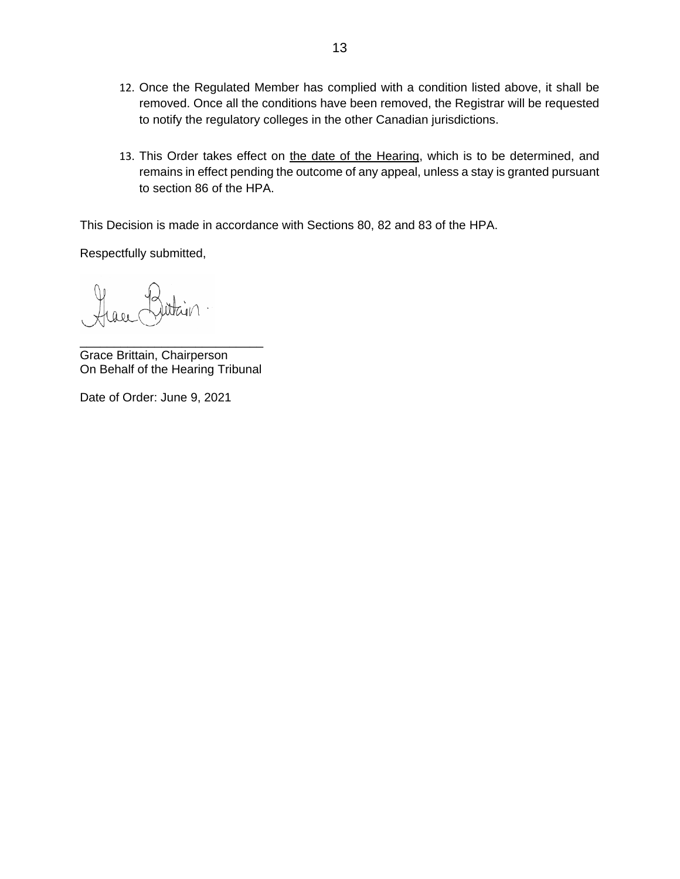12. Once the Regulated Member has complied with a condition listed above, it shall be removed. Once all the conditions have been removed, the Registrar will be requested to notify the regulatory colleges in the other Canadian jurisdictions.

13. This Order takes effect on <u>the date of the Hearing</u>, which is to be determined, and remains in effect pending the outcome of any appeal, unless a stay is granted pursuant to section 86 of the HPA.

This Decision is made in accordance with Sections 80, 82 and 83 of the HPA.

Respectfully submitted,

Grace Brittain, Chairperson
On Behalf of the Hearing Tribunal

Date of Order: June 9, 2021